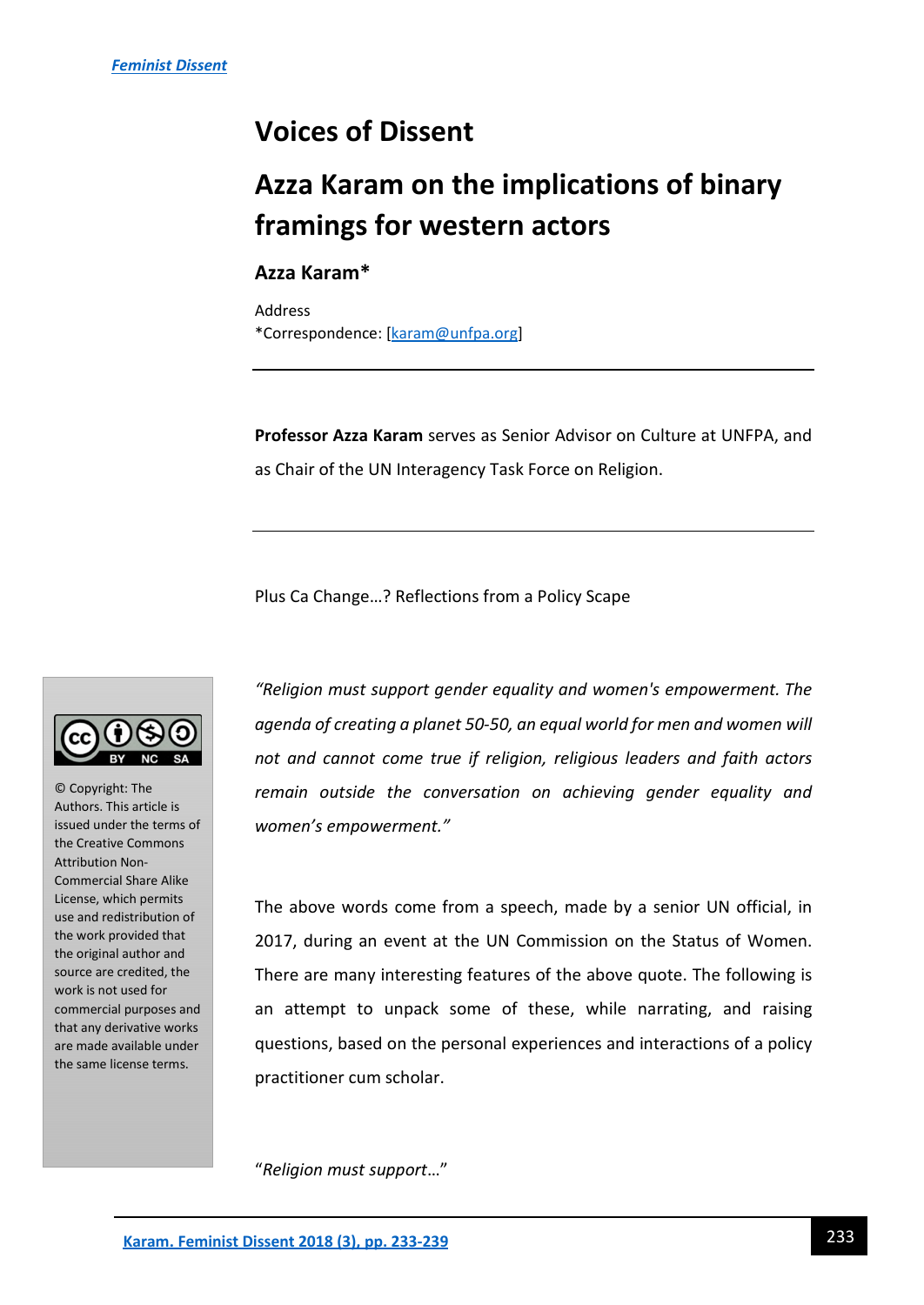Feminist Dissent

# Voices of Dissent

# Azza Karam on the implications of binary framings for western actors

**Azza Karam***

Address
*Correspondence: [karam@unfpa.org]

**Professor Azza Karam** serves as Senior Advisor on Culture at UNFPA, and as Chair of the UN Interagency Task Force on Religion.

© Copyright: The Authors. This article is issued under the terms of the Creative Commons Attribution Non-Commercial Share Alike License, which permits use and redistribution of the work provided that the original author and source are credited, the work is not used for commercial purposes and that any derivative works are made available under the same license terms.

Plus Ca Change…? Reflections from a Policy Scape

*"Religion must support gender equality and women's empowerment. The agenda of creating a planet 50-50, an equal world for men and women will not and cannot come true if religion, religious leaders and faith actors remain outside the conversation on achieving gender equality and women's empowerment."*

The above words come from a speech, made by a senior UN official, in 2017, during an event at the UN Commission on the Status of Women. There are many interesting features of the above quote. The following is an attempt to unpack some of these, while narrating, and raising questions, based on the personal experiences and interactions of a policy practitioner cum scholar.

"*Religion must support…*"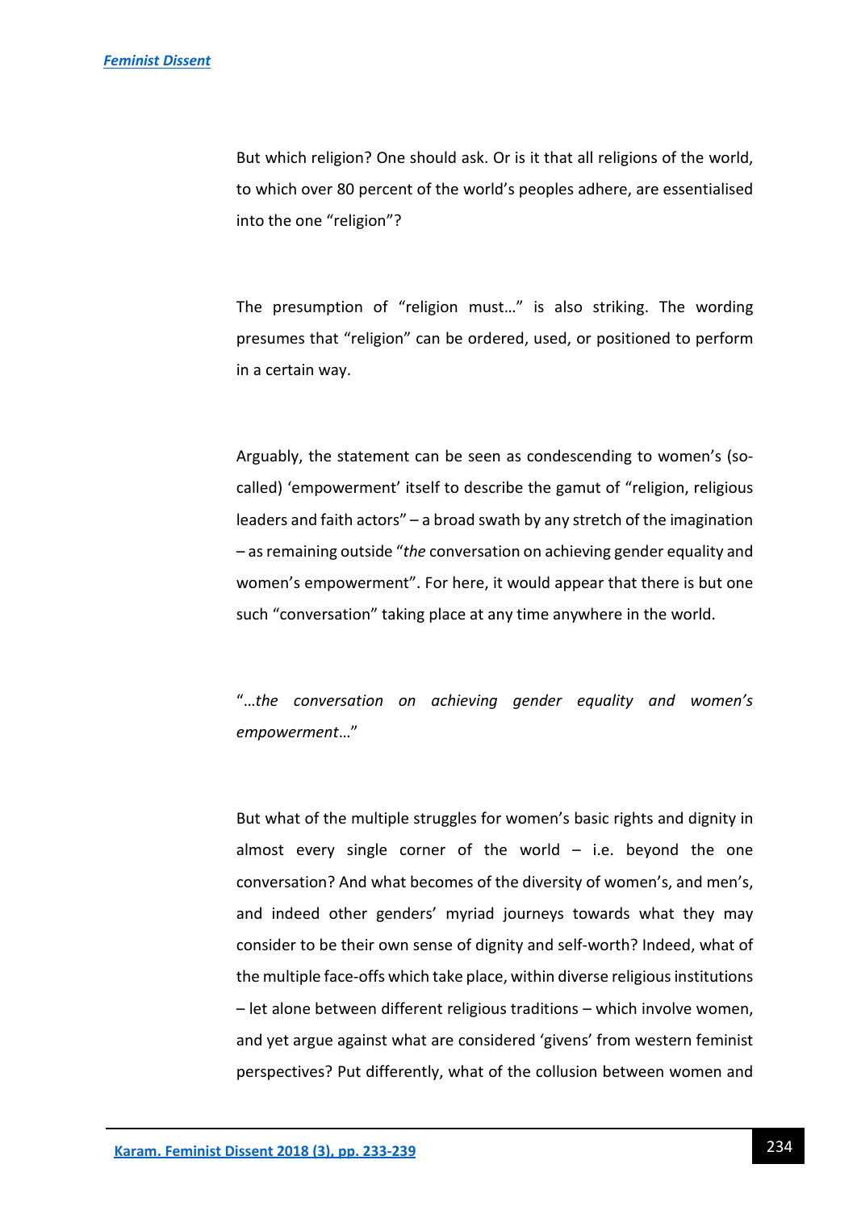But which religion? One should ask. Or is it that all religions of the world, to which over 80 percent of the world's peoples adhere, are essentialised into the one "religion"?

The presumption of "religion must…" is also striking. The wording presumes that "religion" can be ordered, used, or positioned to perform in a certain way.

Arguably, the statement can be seen as condescending to women's (so-called) 'empowerment' itself to describe the gamut of "religion, religious leaders and faith actors" – a broad swath by any stretch of the imagination – as remaining outside "*the* conversation on achieving gender equality and women's empowerment". For here, it would appear that there is but one such "conversation" taking place at any time anywhere in the world.

"…*the conversation on achieving gender equality and women's empowerment*…"

But what of the multiple struggles for women's basic rights and dignity in almost every single corner of the world – i.e. beyond the one conversation? And what becomes of the diversity of women's, and men's, and indeed other genders' myriad journeys towards what they may consider to be their own sense of dignity and self-worth? Indeed, what of the multiple face-offs which take place, within diverse religious institutions – let alone between different religious traditions – which involve women, and yet argue against what are considered 'givens' from western feminist perspectives? Put differently, what of the collusion between women and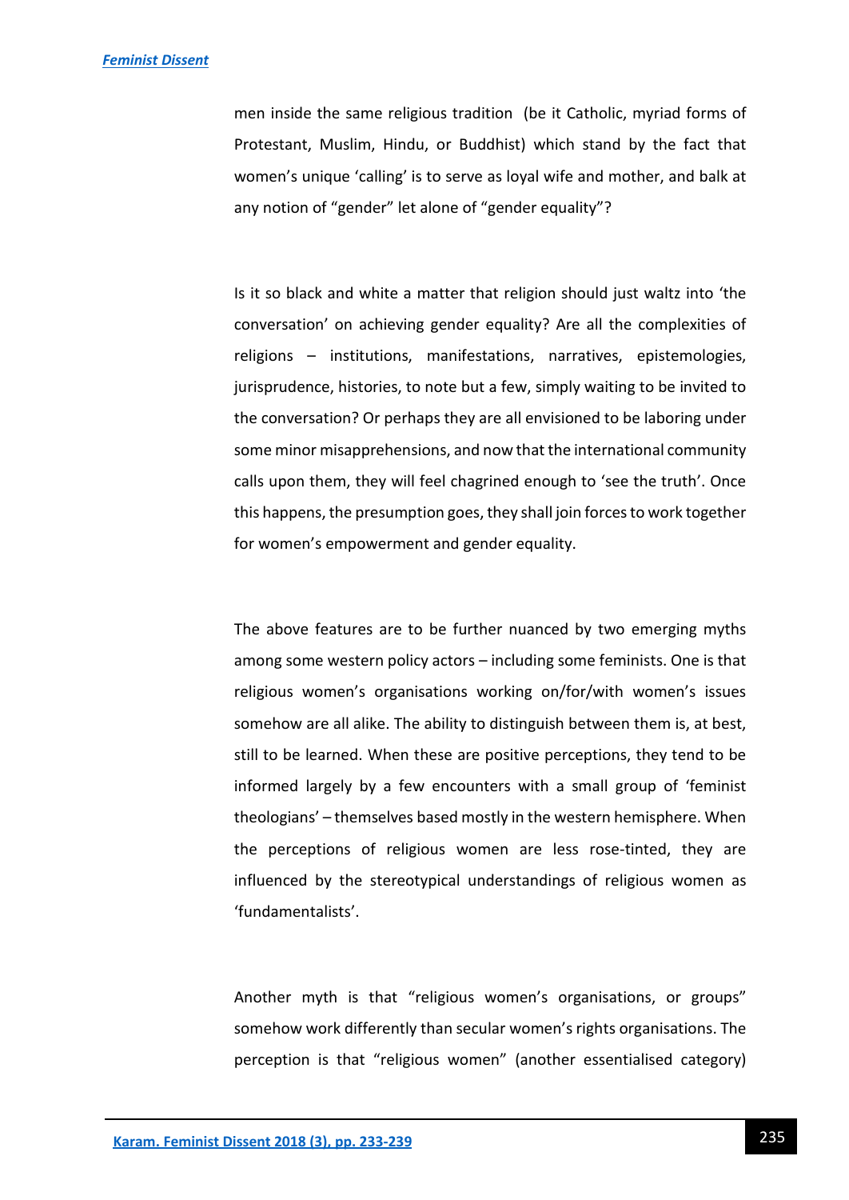men inside the same religious tradition (be it Catholic, myriad forms of Protestant, Muslim, Hindu, or Buddhist) which stand by the fact that women's unique 'calling' is to serve as loyal wife and mother, and balk at any notion of "gender" let alone of "gender equality"?

Is it so black and white a matter that religion should just waltz into 'the conversation' on achieving gender equality? Are all the complexities of religions – institutions, manifestations, narratives, epistemologies, jurisprudence, histories, to note but a few, simply waiting to be invited to the conversation? Or perhaps they are all envisioned to be laboring under some minor misapprehensions, and now that the international community calls upon them, they will feel chagrined enough to 'see the truth'. Once this happens, the presumption goes, they shall join forces to work together for women's empowerment and gender equality.

The above features are to be further nuanced by two emerging myths among some western policy actors – including some feminists. One is that religious women's organisations working on/for/with women's issues somehow are all alike. The ability to distinguish between them is, at best, still to be learned. When these are positive perceptions, they tend to be informed largely by a few encounters with a small group of 'feminist theologians' – themselves based mostly in the western hemisphere. When the perceptions of religious women are less rose-tinted, they are influenced by the stereotypical understandings of religious women as 'fundamentalists'.

Another myth is that "religious women's organisations, or groups" somehow work differently than secular women's rights organisations. The perception is that "religious women" (another essentialised category)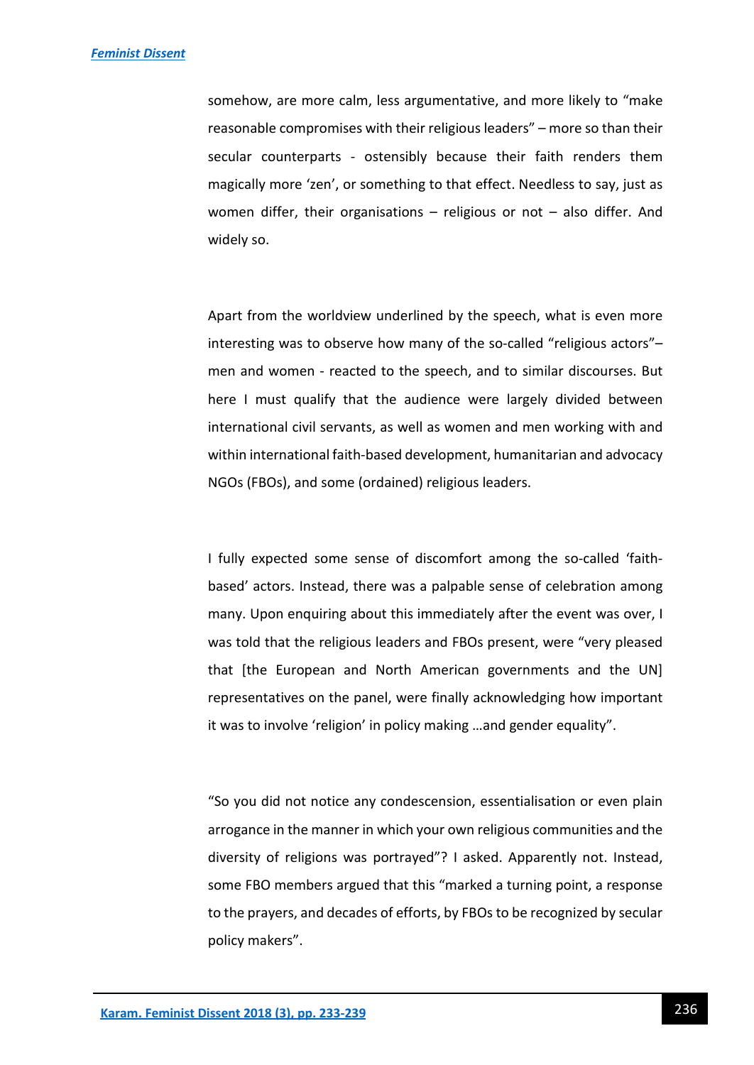somehow, are more calm, less argumentative, and more likely to "make reasonable compromises with their religious leaders" – more so than their secular counterparts - ostensibly because their faith renders them magically more 'zen', or something to that effect. Needless to say, just as women differ, their organisations – religious or not – also differ. And widely so.

Apart from the worldview underlined by the speech, what is even more interesting was to observe how many of the so-called "religious actors"– men and women - reacted to the speech, and to similar discourses. But here I must qualify that the audience were largely divided between international civil servants, as well as women and men working with and within international faith-based development, humanitarian and advocacy NGOs (FBOs), and some (ordained) religious leaders.

I fully expected some sense of discomfort among the so-called 'faith-based' actors. Instead, there was a palpable sense of celebration among many. Upon enquiring about this immediately after the event was over, I was told that the religious leaders and FBOs present, were "very pleased that [the European and North American governments and the UN] representatives on the panel, were finally acknowledging how important it was to involve 'religion' in policy making …and gender equality".

"So you did not notice any condescension, essentialisation or even plain arrogance in the manner in which your own religious communities and the diversity of religions was portrayed"? I asked. Apparently not. Instead, some FBO members argued that this "marked a turning point, a response to the prayers, and decades of efforts, by FBOs to be recognized by secular policy makers".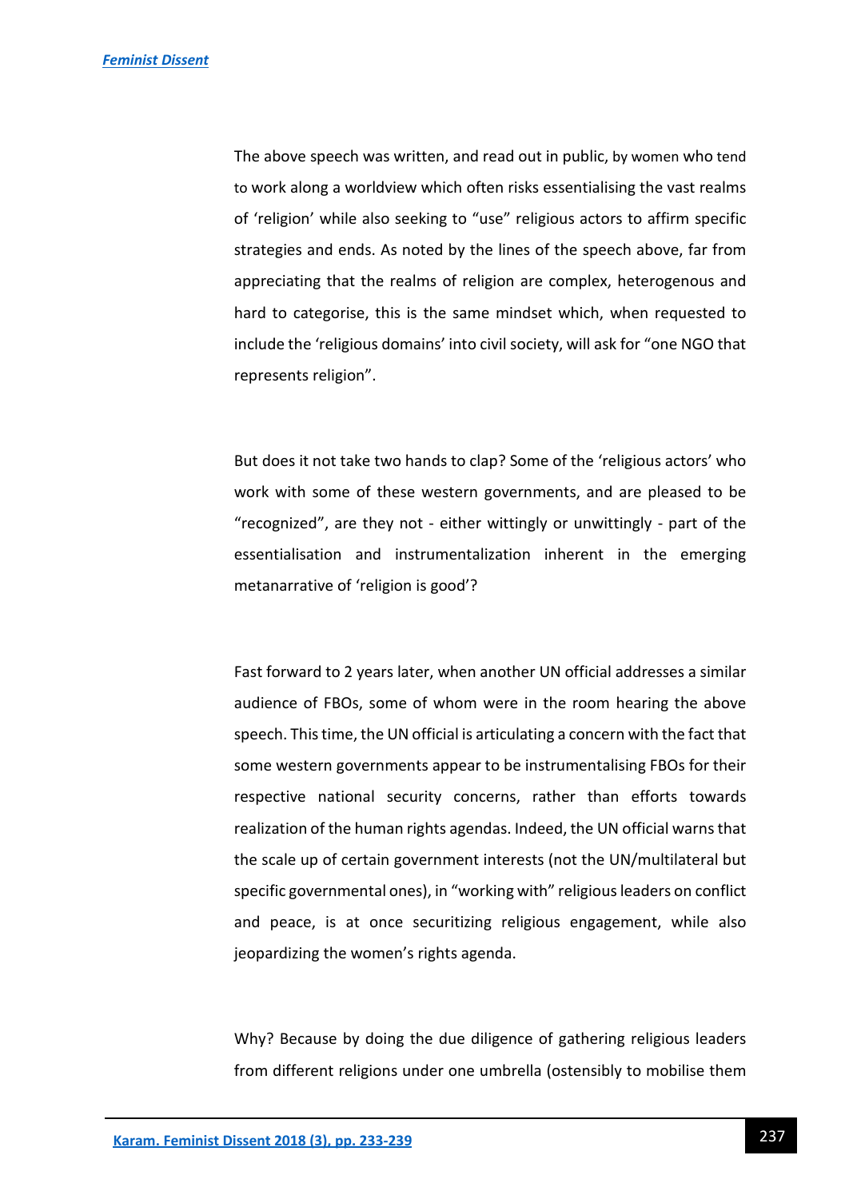The above speech was written, and read out in public, by women who tend to work along a worldview which often risks essentialising the vast realms of 'religion' while also seeking to "use" religious actors to affirm specific strategies and ends. As noted by the lines of the speech above, far from appreciating that the realms of religion are complex, heterogenous and hard to categorise, this is the same mindset which, when requested to include the 'religious domains' into civil society, will ask for "one NGO that represents religion".

But does it not take two hands to clap? Some of the 'religious actors' who work with some of these western governments, and are pleased to be "recognized", are they not - either wittingly or unwittingly - part of the essentialisation and instrumentalization inherent in the emerging metanarrative of 'religion is good'?

Fast forward to 2 years later, when another UN official addresses a similar audience of FBOs, some of whom were in the room hearing the above speech. This time, the UN official is articulating a concern with the fact that some western governments appear to be instrumentalising FBOs for their respective national security concerns, rather than efforts towards realization of the human rights agendas. Indeed, the UN official warns that the scale up of certain government interests (not the UN/multilateral but specific governmental ones), in "working with" religious leaders on conflict and peace, is at once securitizing religious engagement, while also jeopardizing the women's rights agenda.

Why? Because by doing the due diligence of gathering religious leaders from different religions under one umbrella (ostensibly to mobilise them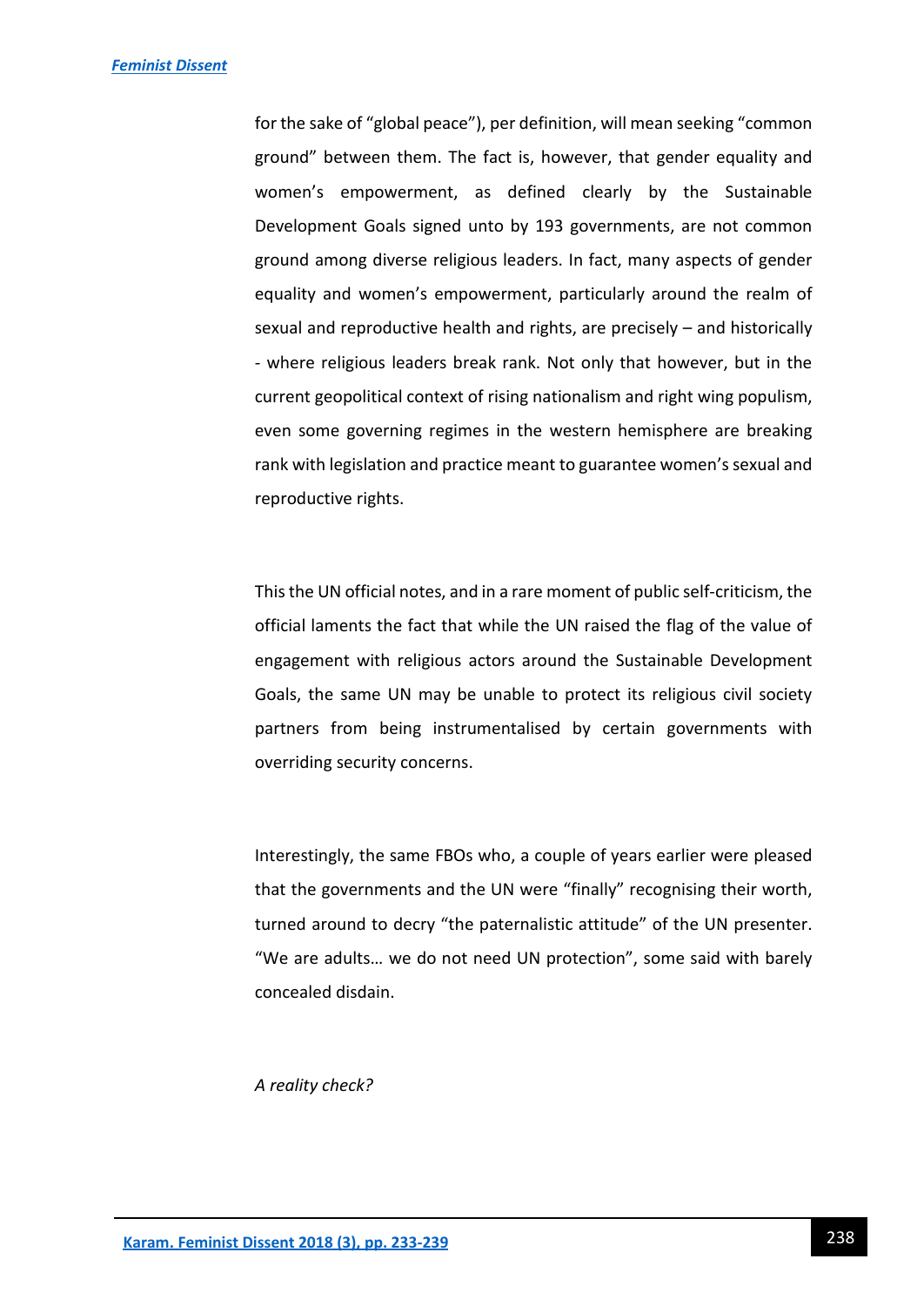for the sake of "global peace"), per definition, will mean seeking "common ground" between them. The fact is, however, that gender equality and women's empowerment, as defined clearly by the Sustainable Development Goals signed unto by 193 governments, are not common ground among diverse religious leaders. In fact, many aspects of gender equality and women's empowerment, particularly around the realm of sexual and reproductive health and rights, are precisely – and historically - where religious leaders break rank. Not only that however, but in the current geopolitical context of rising nationalism and right wing populism, even some governing regimes in the western hemisphere are breaking rank with legislation and practice meant to guarantee women's sexual and reproductive rights.

This the UN official notes, and in a rare moment of public self-criticism, the official laments the fact that while the UN raised the flag of the value of engagement with religious actors around the Sustainable Development Goals, the same UN may be unable to protect its religious civil society partners from being instrumentalised by certain governments with overriding security concerns.

Interestingly, the same FBOs who, a couple of years earlier were pleased that the governments and the UN were "finally" recognising their worth, turned around to decry "the paternalistic attitude" of the UN presenter. "We are adults… we do not need UN protection", some said with barely concealed disdain.

*A reality check?*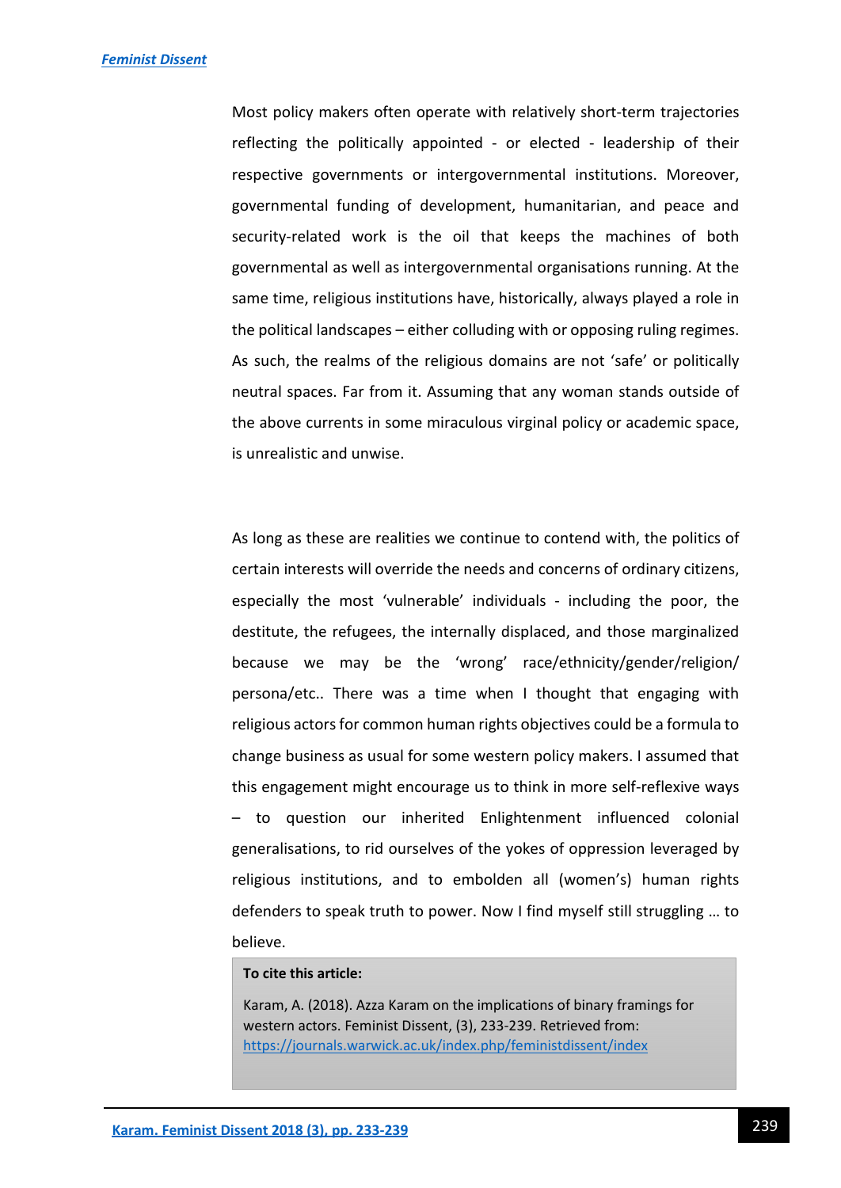Most policy makers often operate with relatively short-term trajectories reflecting the politically appointed - or elected - leadership of their respective governments or intergovernmental institutions. Moreover, governmental funding of development, humanitarian, and peace and security-related work is the oil that keeps the machines of both governmental as well as intergovernmental organisations running. At the same time, religious institutions have, historically, always played a role in the political landscapes – either colluding with or opposing ruling regimes. As such, the realms of the religious domains are not 'safe' or politically neutral spaces. Far from it. Assuming that any woman stands outside of the above currents in some miraculous virginal policy or academic space, is unrealistic and unwise.

As long as these are realities we continue to contend with, the politics of certain interests will override the needs and concerns of ordinary citizens, especially the most 'vulnerable' individuals - including the poor, the destitute, the refugees, the internally displaced, and those marginalized because we may be the 'wrong' race/ethnicity/gender/religion/persona/etc.. There was a time when I thought that engaging with religious actors for common human rights objectives could be a formula to change business as usual for some western policy makers. I assumed that this engagement might encourage us to think in more self-reflexive ways – to question our inherited Enlightenment influenced colonial generalisations, to rid ourselves of the yokes of oppression leveraged by religious institutions, and to embolden all (women's) human rights defenders to speak truth to power. Now I find myself still struggling … to believe.

**To cite this article:**

Karam, A. (2018). Azza Karam on the implications of binary framings for western actors. Feminist Dissent, (3), 233-239. Retrieved from: https://journals.warwick.ac.uk/index.php/feministdissent/index